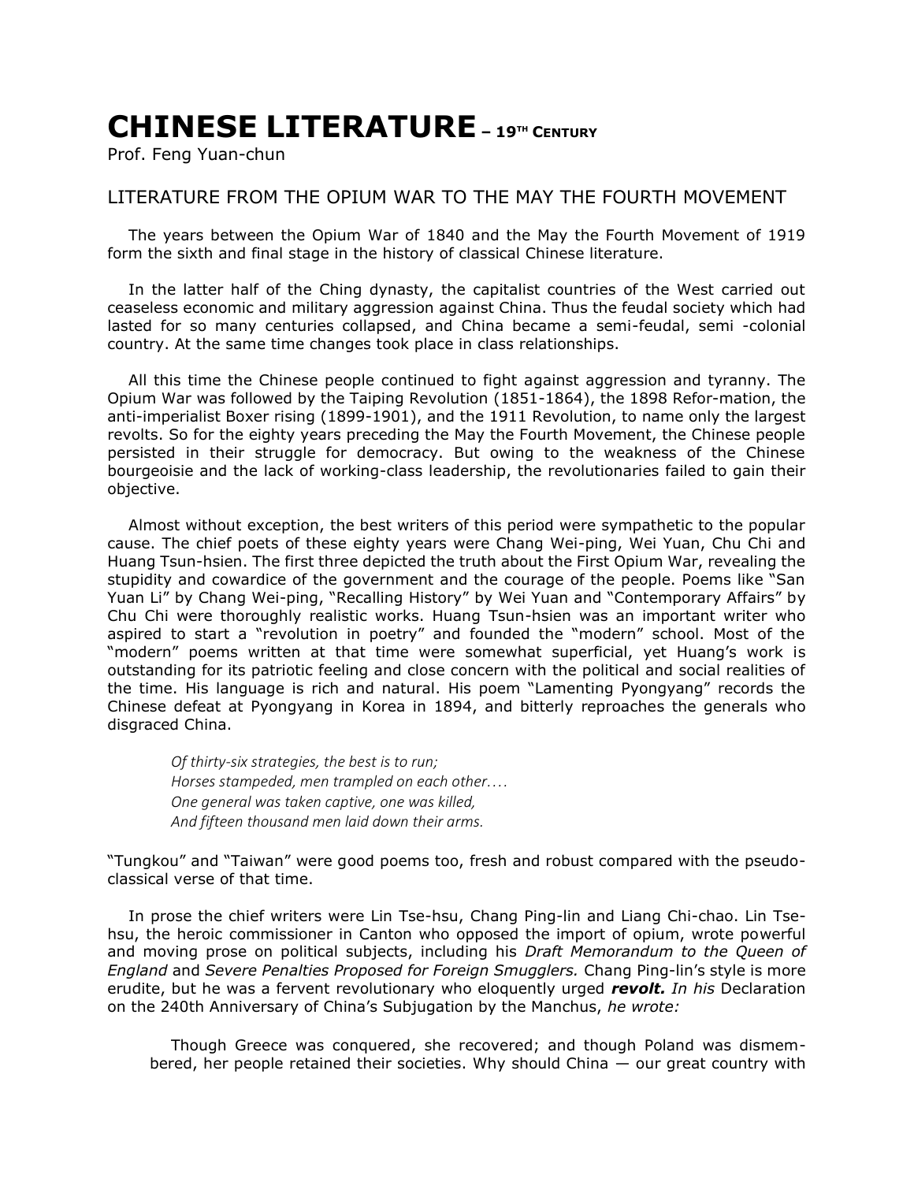# CHINESE LITERATURE – 19TH CENTURY

Prof. Feng Yuan-chun

## LITERATURE FROM THE OPIUM WAR TO THE MAY THE FOURTH MOVEMENT

The years between the Opium War of 1840 and the May the Fourth Movement of 1919 form the sixth and final stage in the history of classical Chinese literature.

In the latter half of the Ching dynasty, the capitalist countries of the West carried out ceaseless economic and military aggression against China. Thus the feudal society which had lasted for so many centuries collapsed, and China became a semi-feudal, semi -colonial country. At the same time changes took place in class relationships.

All this time the Chinese people continued to fight against aggression and tyranny. The Opium War was followed by the Taiping Revolution (1851-1864), the 1898 Refor-mation, the anti-imperialist Boxer rising (1899-1901), and the 1911 Revolution, to name only the largest revolts. So for the eighty years preceding the May the Fourth Movement, the Chinese people persisted in their struggle for democracy. But owing to the weakness of the Chinese bourgeoisie and the lack of working-class leadership, the revolutionaries failed to gain their objective.

Almost without exception, the best writers of this period were sympathetic to the popular cause. The chief poets of these eighty years were Chang Wei-ping, Wei Yuan, Chu Chi and Huang Tsun-hsien. The first three depicted the truth about the First Opium War, revealing the stupidity and cowardice of the government and the courage of the people. Poems like "San Yuan Li" by Chang Wei-ping, "Recalling History" by Wei Yuan and "Contemporary Affairs" by Chu Chi were thoroughly realistic works. Huang Tsun-hsien was an important writer who aspired to start a "revolution in poetry" and founded the "modern" school. Most of the "modern" poems written at that time were somewhat superficial, yet Huang's work is outstanding for its patriotic feeling and close concern with the political and social realities of the time. His language is rich and natural. His poem "Lamenting Pyongyang" records the Chinese defeat at Pyongyang in Korea in 1894, and bitterly reproaches the generals who disgraced China.

> *Of thirty-six strategies, the best is to run;*
> *Horses stampeded, men trampled on each other. . . .*
> *One general was taken captive, one was killed,*
> *And fifteen thousand men laid down their arms.*

"Tungkou" and "Taiwan" were good poems too, fresh and robust compared with the pseudo-classical verse of that time.

In prose the chief writers were Lin Tse-hsu, Chang Ping-lin and Liang Chi-chao. Lin Tse-hsu, the heroic commissioner in Canton who opposed the import of opium, wrote powerful and moving prose on political subjects, including his *Draft Memorandum to the Queen of England* and *Severe Penalties Proposed for Foreign Smugglers.* Chang Ping-lin's style is more erudite, but he was a fervent revolutionary who eloquently urged ***revolt.*** *In his* Declaration on the 240th Anniversary of China's Subjugation by the Manchus, *he wrote:*

> Though Greece was conquered, she recovered; and though Poland was dismembered, her people retained their societies. Why should China — our great country with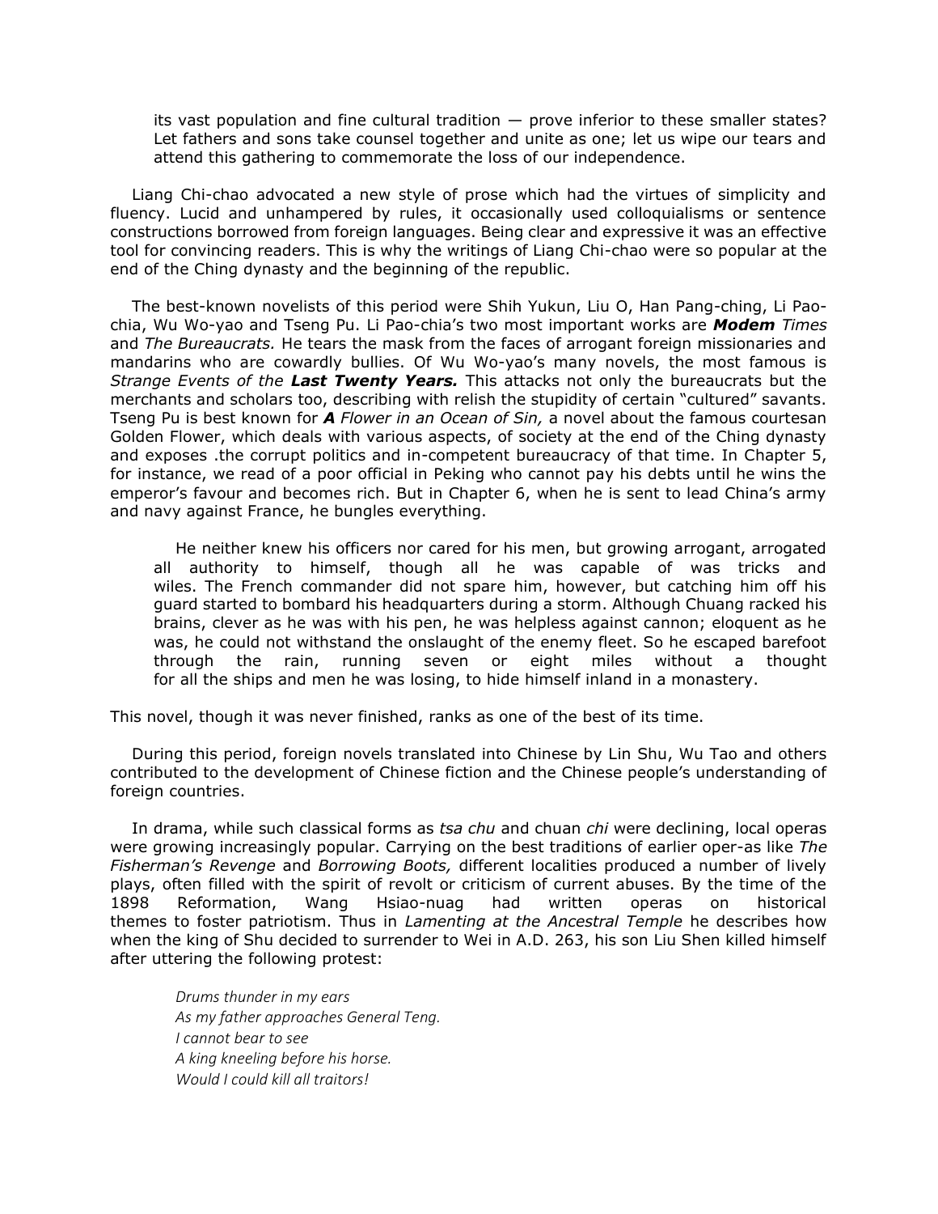its vast population and fine cultural tradition — prove inferior to these smaller states? Let fathers and sons take counsel together and unite as one; let us wipe our tears and attend this gathering to commemorate the loss of our independence.

Liang Chi-chao advocated a new style of prose which had the virtues of simplicity and fluency. Lucid and unhampered by rules, it occasionally used colloquialisms or sentence constructions borrowed from foreign languages. Being clear and expressive it was an effective tool for convincing readers. This is why the writings of Liang Chi-chao were so popular at the end of the Ching dynasty and the beginning of the republic.

The best-known novelists of this period were Shih Yukun, Liu O, Han Pang-ching, Li Pao-chia, Wu Wo-yao and Tseng Pu. Li Pao-chia's two most important works are ***Modem*** *Times* and *The Bureaucrats.* He tears the mask from the faces of arrogant foreign missionaries and mandarins who are cowardly bullies. Of Wu Wo-yao's many novels, the most famous is *Strange Events of the* ***Last Twenty Years.*** This attacks not only the bureaucrats but the merchants and scholars too, describing with relish the stupidity of certain "cultured" savants. Tseng Pu is best known for ***A*** *Flower in an Ocean of Sin,* a novel about the famous courtesan Golden Flower, which deals with various aspects, of society at the end of the Ching dynasty and exposes .the corrupt politics and in-competent bureaucracy of that time. In Chapter 5, for instance, we read of a poor official in Peking who cannot pay his debts until he wins the emperor's favour and becomes rich. But in Chapter 6, when he is sent to lead China's army and navy against France, he bungles everything.

> He neither knew his officers nor cared for his men, but growing arrogant, arrogated all authority to himself, though all he was capable of was tricks and wiles. The French commander did not spare him, however, but catching him off his guard started to bombard his headquarters during a storm. Although Chuang racked his brains, clever as he was with his pen, he was helpless against cannon; eloquent as he was, he could not withstand the onslaught of the enemy fleet. So he escaped barefoot through the rain, running seven or eight miles without a thought for all the ships and men he was losing, to hide himself inland in a monastery.

This novel, though it was never finished, ranks as one of the best of its time.

During this period, foreign novels translated into Chinese by Lin Shu, Wu Tao and others contributed to the development of Chinese fiction and the Chinese people's understanding of foreign countries.

In drama, while such classical forms as *tsa chu* and chuan *chi* were declining, local operas were growing increasingly popular. Carrying on the best traditions of earlier oper-as like *The Fisherman's Revenge* and *Borrowing Boots,* different localities produced a number of lively plays, often filled with the spirit of revolt or criticism of current abuses. By the time of the 1898 Reformation, Wang Hsiao-nuag had written operas on historical themes to foster patriotism. Thus in *Lamenting at the Ancestral Temple* he describes how when the king of Shu decided to surrender to Wei in A.D. 263, his son Liu Shen killed himself after uttering the following protest:

> *Drums thunder in my ears*
> *As my father approaches General Teng.*
> *I cannot bear to see*
> *A king kneeling before his horse.*
> *Would I could kill all traitors!*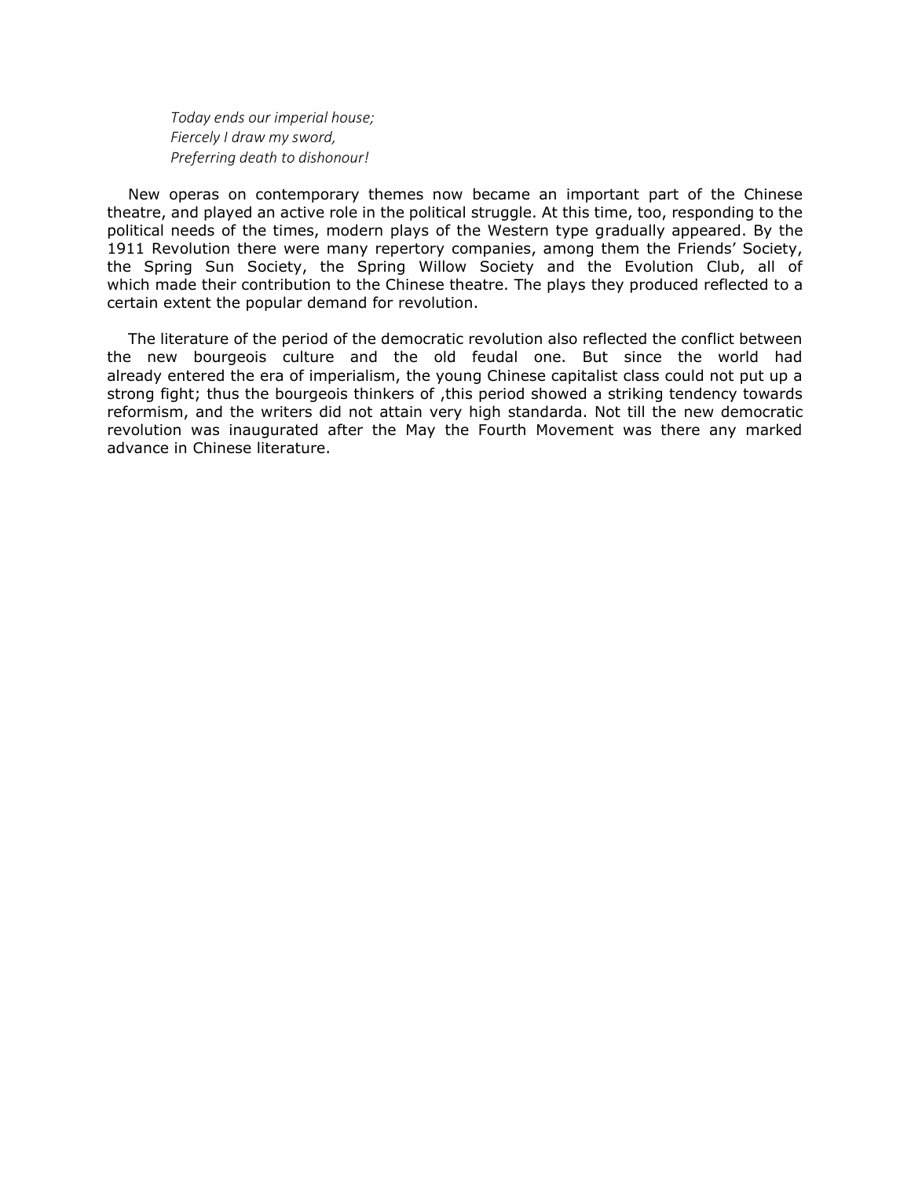*Today ends our imperial house;*  
*Fiercely I draw my sword,*  
*Preferring death to dishonour!*

New operas on contemporary themes now became an important part of the Chinese theatre, and played an active role in the political struggle. At this time, too, responding to the political needs of the times, modern plays of the Western type gradually appeared. By the 1911 Revolution there were many repertory companies, among them the Friends' Society, the Spring Sun Society, the Spring Willow Society and the Evolution Club, all of which made their contribution to the Chinese theatre. The plays they produced reflected to a certain extent the popular demand for revolution.

The literature of the period of the democratic revolution also reflected the conflict between the new bourgeois culture and the old feudal one. But since the world had already entered the era of imperialism, the young Chinese capitalist class could not put up a strong fight; thus the bourgeois thinkers of ,this period showed a striking tendency towards reformism, and the writers did not attain very high standarda. Not till the new democratic revolution was inaugurated after the May the Fourth Movement was there any marked advance in Chinese literature.